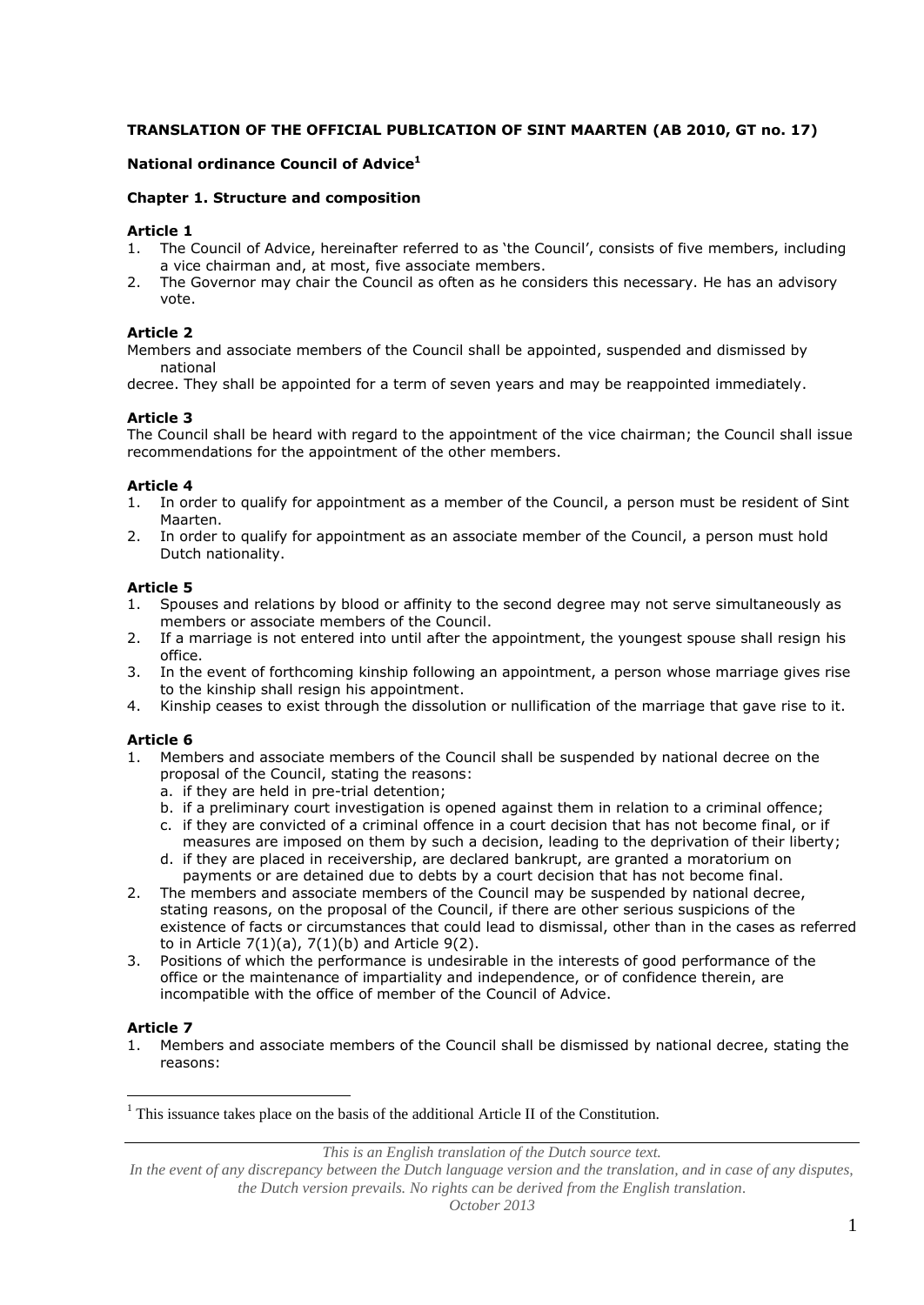**TRANSLATION OF THE OFFICIAL PUBLICATION OF SINT MAARTEN (AB 2010, GT no. 17)**

**National ordinance Council of Advice[1]**

**Chapter 1. Structure and composition**

**Article 1**

1. The Council of Advice, hereinafter referred to as 'the Council', consists of five members, including a vice chairman and, at most, five associate members.
2. The Governor may chair the Council as often as he considers this necessary. He has an advisory vote.

**Article 2**

Members and associate members of the Council shall be appointed, suspended and dismissed by national decree. They shall be appointed for a term of seven years and may be reappointed immediately.

**Article 3**

The Council shall be heard with regard to the appointment of the vice chairman; the Council shall issue recommendations for the appointment of the other members.

**Article 4**

1. In order to qualify for appointment as a member of the Council, a person must be resident of Sint Maarten.
2. In order to qualify for appointment as an associate member of the Council, a person must hold Dutch nationality.

**Article 5**

1. Spouses and relations by blood or affinity to the second degree may not serve simultaneously as members or associate members of the Council.
2. If a marriage is not entered into until after the appointment, the youngest spouse shall resign his office.
3. In the event of forthcoming kinship following an appointment, a person whose marriage gives rise to the kinship shall resign his appointment.
4. Kinship ceases to exist through the dissolution or nullification of the marriage that gave rise to it.

**Article 6**

1. Members and associate members of the Council shall be suspended by national decree on the proposal of the Council, stating the reasons:
   a. if they are held in pre-trial detention;
   b. if a preliminary court investigation is opened against them in relation to a criminal offence;
   c. if they are convicted of a criminal offence in a court decision that has not become final, or if measures are imposed on them by such a decision, leading to the deprivation of their liberty;
   d. if they are placed in receivership, are declared bankrupt, are granted a moratorium on payments or are detained due to debts by a court decision that has not become final.
2. The members and associate members of the Council may be suspended by national decree, stating reasons, on the proposal of the Council, if there are other serious suspicions of the existence of facts or circumstances that could lead to dismissal, other than in the cases as referred to in Article 7(1)(a), 7(1)(b) and Article 9(2).
3. Positions of which the performance is undesirable in the interests of good performance of the office or the maintenance of impartiality and independence, or of confidence therein, are incompatible with the office of member of the Council of Advice.

**Article 7**

1. Members and associate members of the Council shall be dismissed by national decree, stating the reasons:

[1] This issuance takes place on the basis of the additional Article II of the Constitution.

*This is an English translation of the Dutch source text.*
*In the event of any discrepancy between the Dutch language version and the translation, and in case of any disputes, the Dutch version prevails. No rights can be derived from the English translation.*
*October 2013*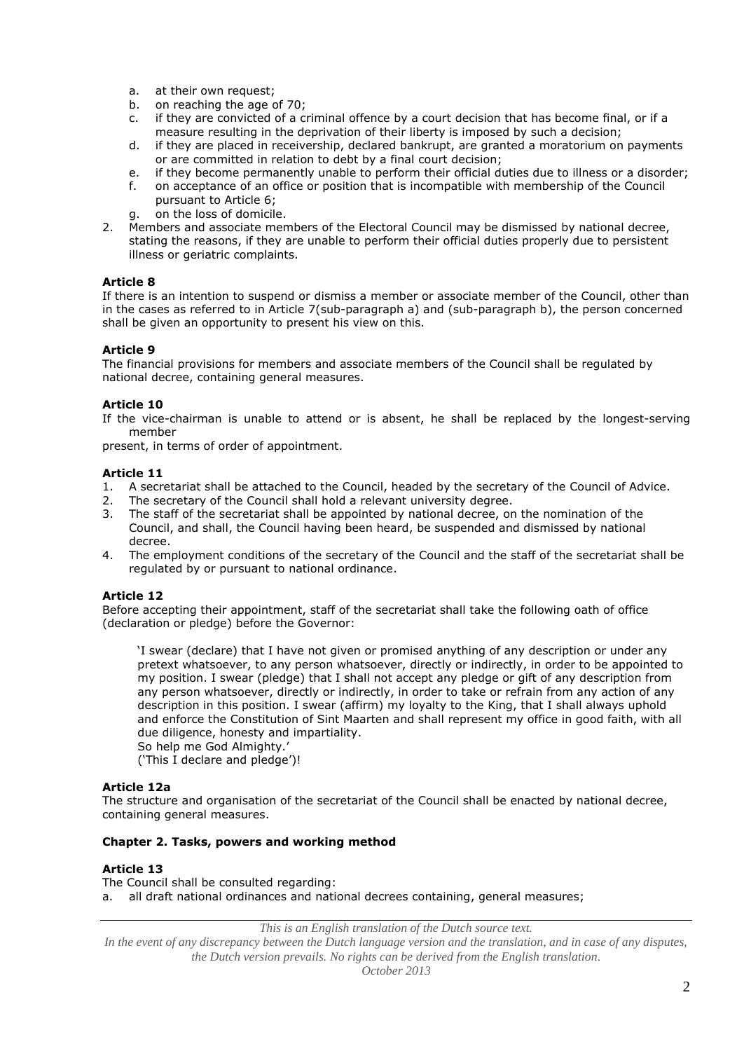a. at their own request;
b. on reaching the age of 70;
c. if they are convicted of a criminal offence by a court decision that has become final, or if a measure resulting in the deprivation of their liberty is imposed by such a decision;
d. if they are placed in receivership, declared bankrupt, are granted a moratorium on payments or are committed in relation to debt by a final court decision;
e. if they become permanently unable to perform their official duties due to illness or a disorder;
f. on acceptance of an office or position that is incompatible with membership of the Council pursuant to Article 6;
g. on the loss of domicile.

2. Members and associate members of the Electoral Council may be dismissed by national decree, stating the reasons, if they are unable to perform their official duties properly due to persistent illness or geriatric complaints.

**Article 8**

If there is an intention to suspend or dismiss a member or associate member of the Council, other than in the cases as referred to in Article 7(sub-paragraph a) and (sub-paragraph b), the person concerned shall be given an opportunity to present his view on this.

**Article 9**

The financial provisions for members and associate members of the Council shall be regulated by national decree, containing general measures.

**Article 10**

If the vice-chairman is unable to attend or is absent, he shall be replaced by the longest-serving member present, in terms of order of appointment.

**Article 11**

1. A secretariat shall be attached to the Council, headed by the secretary of the Council of Advice.
2. The secretary of the Council shall hold a relevant university degree.
3. The staff of the secretariat shall be appointed by national decree, on the nomination of the Council, and shall, the Council having been heard, be suspended and dismissed by national decree.
4. The employment conditions of the secretary of the Council and the staff of the secretariat shall be regulated by or pursuant to national ordinance.

**Article 12**

Before accepting their appointment, staff of the secretariat shall take the following oath of office (declaration or pledge) before the Governor:

> 'I swear (declare) that I have not given or promised anything of any description or under any pretext whatsoever, to any person whatsoever, directly or indirectly, in order to be appointed to my position. I swear (pledge) that I shall not accept any pledge or gift of any description from any person whatsoever, directly or indirectly, in order to take or refrain from any action of any description in this position. I swear (affirm) my loyalty to the King, that I shall always uphold and enforce the Constitution of Sint Maarten and shall represent my office in good faith, with all due diligence, honesty and impartiality.
> So help me God Almighty.'
> ('This I declare and pledge')!

**Article 12a**

The structure and organisation of the secretariat of the Council shall be enacted by national decree, containing general measures.

**Chapter 2. Tasks, powers and working method**

**Article 13**

The Council shall be consulted regarding:

a. all draft national ordinances and national decrees containing, general measures;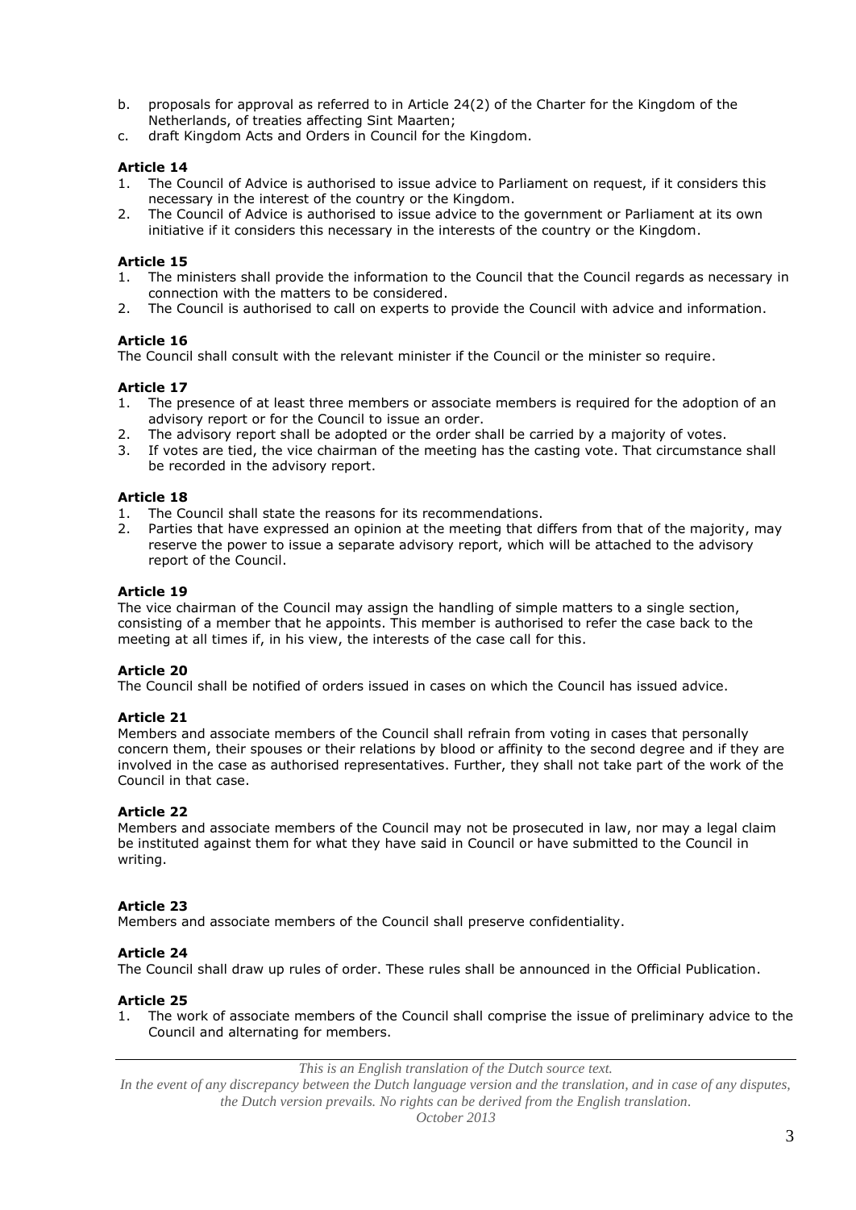b. proposals for approval as referred to in Article 24(2) of the Charter for the Kingdom of the Netherlands, of treaties affecting Sint Maarten;
c. draft Kingdom Acts and Orders in Council for the Kingdom.

**Article 14**
1. The Council of Advice is authorised to issue advice to Parliament on request, if it considers this necessary in the interest of the country or the Kingdom.
2. The Council of Advice is authorised to issue advice to the government or Parliament at its own initiative if it considers this necessary in the interests of the country or the Kingdom.

**Article 15**
1. The ministers shall provide the information to the Council that the Council regards as necessary in connection with the matters to be considered.
2. The Council is authorised to call on experts to provide the Council with advice and information.

**Article 16**
The Council shall consult with the relevant minister if the Council or the minister so require.

**Article 17**
1. The presence of at least three members or associate members is required for the adoption of an advisory report or for the Council to issue an order.
2. The advisory report shall be adopted or the order shall be carried by a majority of votes.
3. If votes are tied, the vice chairman of the meeting has the casting vote. That circumstance shall be recorded in the advisory report.

**Article 18**
1. The Council shall state the reasons for its recommendations.
2. Parties that have expressed an opinion at the meeting that differs from that of the majority, may reserve the power to issue a separate advisory report, which will be attached to the advisory report of the Council.

**Article 19**
The vice chairman of the Council may assign the handling of simple matters to a single section, consisting of a member that he appoints. This member is authorised to refer the case back to the meeting at all times if, in his view, the interests of the case call for this.

**Article 20**
The Council shall be notified of orders issued in cases on which the Council has issued advice.

**Article 21**
Members and associate members of the Council shall refrain from voting in cases that personally concern them, their spouses or their relations by blood or affinity to the second degree and if they are involved in the case as authorised representatives. Further, they shall not take part of the work of the Council in that case.

**Article 22**
Members and associate members of the Council may not be prosecuted in law, nor may a legal claim be instituted against them for what they have said in Council or have submitted to the Council in writing.

**Article 23**
Members and associate members of the Council shall preserve confidentiality.

**Article 24**
The Council shall draw up rules of order. These rules shall be announced in the Official Publication.

**Article 25**
1. The work of associate members of the Council shall comprise the issue of preliminary advice to the Council and alternating for members.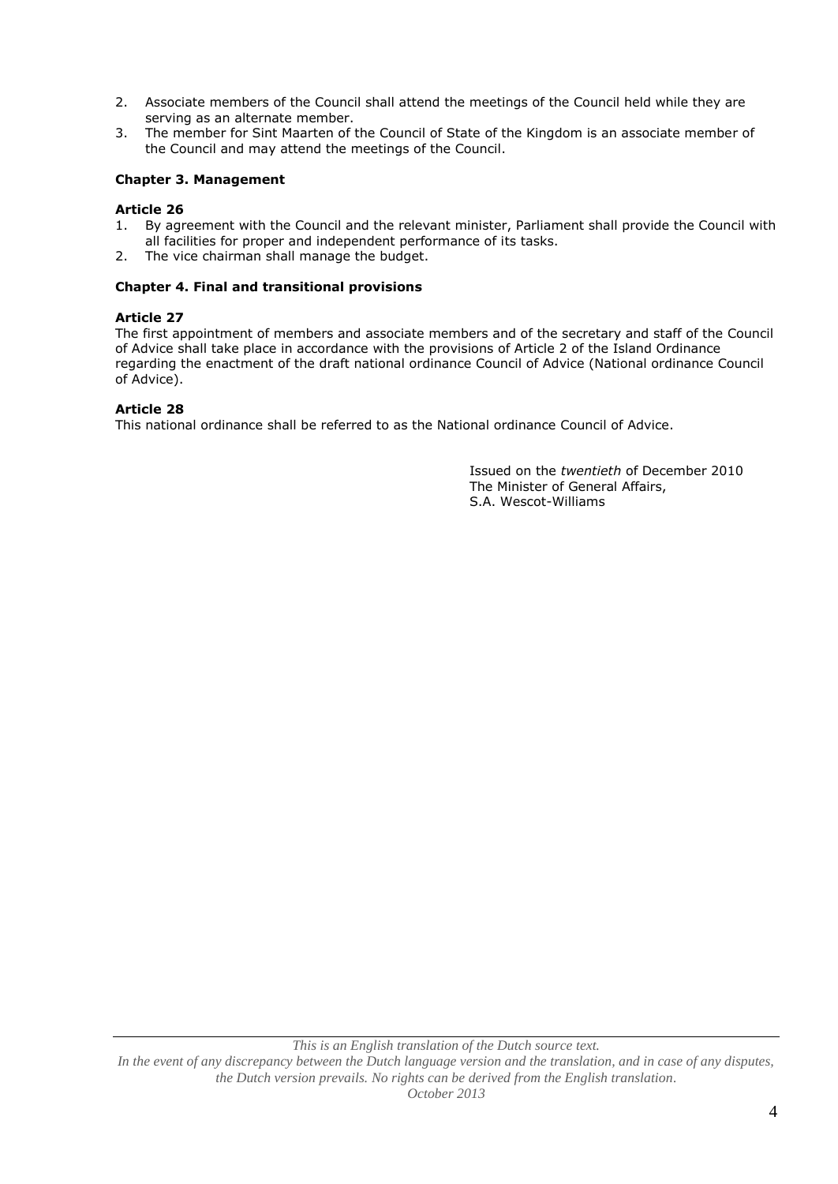2. Associate members of the Council shall attend the meetings of the Council held while they are serving as an alternate member.
3. The member for Sint Maarten of the Council of State of the Kingdom is an associate member of the Council and may attend the meetings of the Council.

## Chapter 3. Management

### Article 26

1. By agreement with the Council and the relevant minister, Parliament shall provide the Council with all facilities for proper and independent performance of its tasks.
2. The vice chairman shall manage the budget.

## Chapter 4. Final and transitional provisions

### Article 27

The first appointment of members and associate members and of the secretary and staff of the Council of Advice shall take place in accordance with the provisions of Article 2 of the Island Ordinance regarding the enactment of the draft national ordinance Council of Advice (National ordinance Council of Advice).

### Article 28

This national ordinance shall be referred to as the National ordinance Council of Advice.

Issued on the *twentieth* of December 2010
The Minister of General Affairs,
S.A. Wescot-Williams

*This is an English translation of the Dutch source text.*
*In the event of any discrepancy between the Dutch language version and the translation, and in case of any disputes, the Dutch version prevails. No rights can be derived from the English translation.*
*October 2013*